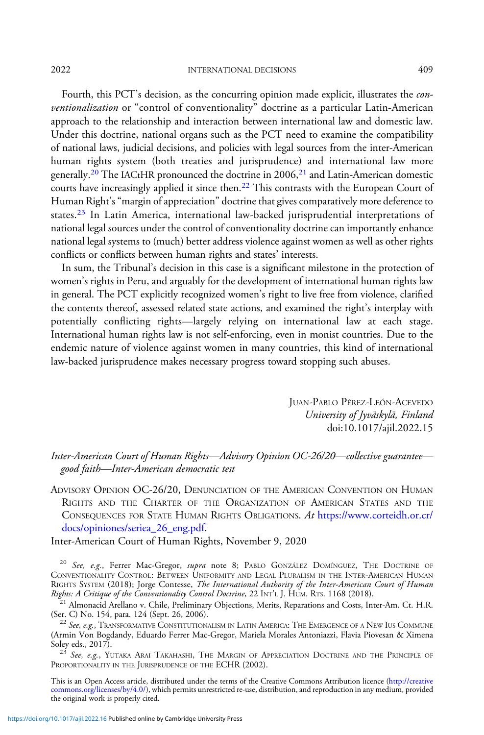Fourth, this PCT's decision, as the concurring opinion made explicit, illustrates the *conventionalization* or "control of conventionality" doctrine as a particular Latin-American approach to the relationship and interaction between international law and domestic law. Under this doctrine, national organs such as the PCT need to examine the compatibility of national laws, judicial decisions, and policies with legal sources from the inter-American human rights system (both treaties and jurisprudence) and international law more generally.[20] The IACtHR pronounced the doctrine in 2006,[21] and Latin-American domestic courts have increasingly applied it since then.[22] This contrasts with the European Court of Human Right's "margin of appreciation" doctrine that gives comparatively more deference to states.[23] In Latin America, international law-backed jurisprudential interpretations of national legal sources under the control of conventionality doctrine can importantly enhance national legal systems to (much) better address violence against women as well as other rights conflicts or conflicts between human rights and states' interests.

In sum, the Tribunal's decision in this case is a significant milestone in the protection of women's rights in Peru, and arguably for the development of international human rights law in general. The PCT explicitly recognized women's right to live free from violence, clarified the contents thereof, assessed related state actions, and examined the right's interplay with potentially conflicting rights—largely relying on international law at each stage. International human rights law is not self-enforcing, even in monist countries. Due to the endemic nature of violence against women in many countries, this kind of international law-backed jurisprudence makes necessary progress toward stopping such abuses.

JUAN-PABLO PÉREZ-LEÓN-ACEVEDO
*University of Jyväskylä, Finland*
doi:10.1017/ajil.2022.15

*Inter-American Court of Human Rights—Advisory Opinion OC-26/20—collective guarantee—good faith—Inter-American democratic test*

ADVISORY OPINION OC-26/20, DENUNCIATION OF THE AMERICAN CONVENTION ON HUMAN RIGHTS AND THE CHARTER OF THE ORGANIZATION OF AMERICAN STATES AND THE CONSEQUENCES FOR STATE HUMAN RIGHTS OBLIGATIONS. *At* https://www.corteidh.or.cr/docs/opiniones/seriea_26_eng.pdf.

Inter-American Court of Human Rights, November 9, 2020

[20] *See, e.g.*, Ferrer Mac-Gregor, *supra* note 8; PABLO GONZÁLEZ DOMÍNGUEZ, THE DOCTRINE OF CONVENTIONALITY CONTROL: BETWEEN UNIFORMITY AND LEGAL PLURALISM IN THE INTER-AMERICAN HUMAN RIGHTS SYSTEM (2018); Jorge Contesse, *The International Authority of the Inter-American Court of Human Rights: A Critique of the Conventionality Control Doctrine*, 22 INT'L J. HUM. RTS. 1168 (2018).

[21] Almonacid Arellano v. Chile, Preliminary Objections, Merits, Reparations and Costs, Inter-Am. Ct. H.R. (Ser. C) No. 154, para. 124 (Sept. 26, 2006).

[22] *See, e.g.*, TRANSFORMATIVE CONSTITUTIONALISM IN LATIN AMERICA: THE EMERGENCE OF A NEW IUS COMMUNE (Armin Von Bogdandy, Eduardo Ferrer Mac-Gregor, Mariela Morales Antoniazzi, Flavia Piovesan & Ximena Soley eds., 2017).

[23] *See, e.g.*, YUTAKA ARAI TAKAHASHI, THE MARGIN OF APPRECIATION DOCTRINE AND THE PRINCIPLE OF PROPORTIONALITY IN THE JURISPRUDENCE OF THE ECHR (2002).

This is an Open Access article, distributed under the terms of the Creative Commons Attribution licence (http://creativecommons.org/licenses/by/4.0/), which permits unrestricted re-use, distribution, and reproduction in any medium, provided the original work is properly cited.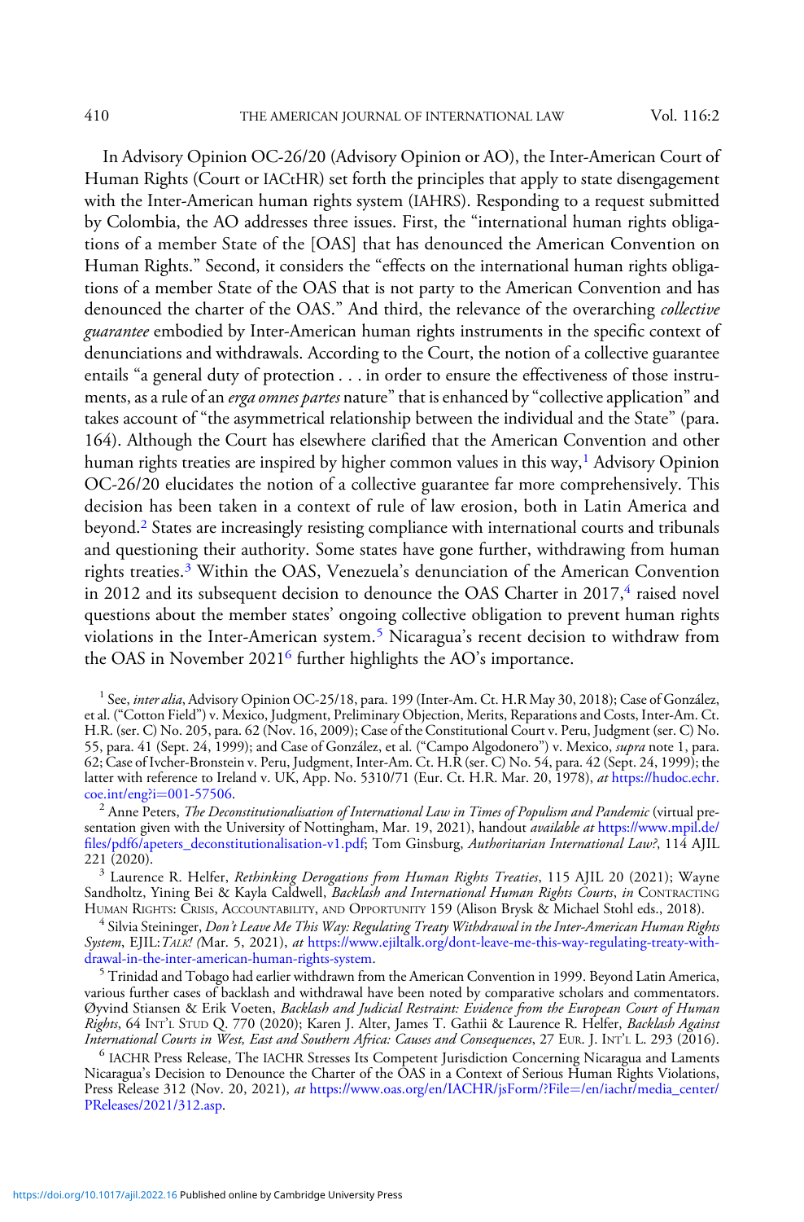In Advisory Opinion OC-26/20 (Advisory Opinion or AO), the Inter-American Court of Human Rights (Court or IACtHR) set forth the principles that apply to state disengagement with the Inter-American human rights system (IAHRS). Responding to a request submitted by Colombia, the AO addresses three issues. First, the "international human rights obligations of a member State of the [OAS] that has denounced the American Convention on Human Rights." Second, it considers the "effects on the international human rights obligations of a member State of the OAS that is not party to the American Convention and has denounced the charter of the OAS." And third, the relevance of the overarching *collective guarantee* embodied by Inter-American human rights instruments in the specific context of denunciations and withdrawals. According to the Court, the notion of a collective guarantee entails "a general duty of protection . . . in order to ensure the effectiveness of those instruments, as a rule of an *erga omnes partes* nature" that is enhanced by "collective application" and takes account of "the asymmetrical relationship between the individual and the State" (para. 164). Although the Court has elsewhere clarified that the American Convention and other human rights treaties are inspired by higher common values in this way,[1] Advisory Opinion OC-26/20 elucidates the notion of a collective guarantee far more comprehensively. This decision has been taken in a context of rule of law erosion, both in Latin America and beyond.[2] States are increasingly resisting compliance with international courts and tribunals and questioning their authority. Some states have gone further, withdrawing from human rights treaties.[3] Within the OAS, Venezuela's denunciation of the American Convention in 2012 and its subsequent decision to denounce the OAS Charter in 2017,[4] raised novel questions about the member states' ongoing collective obligation to prevent human rights violations in the Inter-American system.[5] Nicaragua's recent decision to withdraw from the OAS in November 2021[6] further highlights the AO's importance.

[1] See, *inter alia*, Advisory Opinion OC-25/18, para. 199 (Inter-Am. Ct. H.R May 30, 2018); Case of González, et al. ("Cotton Field") v. Mexico, Judgment, Preliminary Objection, Merits, Reparations and Costs, Inter-Am. Ct. H.R. (ser. C) No. 205, para. 62 (Nov. 16, 2009); Case of the Constitutional Court v. Peru, Judgment (ser. C) No. 55, para. 41 (Sept. 24, 1999); and Case of González, et al. ("Campo Algodonero") v. Mexico, *supra* note 1, para. 62; Case of Ivcher-Bronstein v. Peru, Judgment, Inter-Am. Ct. H.R (ser. C) No. 54, para. 42 (Sept. 24, 1999); the latter with reference to Ireland v. UK, App. No. 5310/71 (Eur. Ct. H.R. Mar. 20, 1978), *at* https://hudoc.echr.coe.int/eng?i=001-57506.

[2] Anne Peters, *The Deconstitutionalisation of International Law in Times of Populism and Pandemic* (virtual presentation given with the University of Nottingham, Mar. 19, 2021), handout *available at* https://www.mpil.de/files/pdf6/apeters_deconstitutionalisation-v1.pdf; Tom Ginsburg, *Authoritarian International Law?*, 114 AJIL 221 (2020).

[3] Laurence R. Helfer, *Rethinking Derogations from Human Rights Treaties*, 115 AJIL 20 (2021); Wayne Sandholtz, Yining Bei & Kayla Caldwell, *Backlash and International Human Rights Courts*, *in* Contracting Human Rights: Crisis, Accountability, and Opportunity 159 (Alison Brysk & Michael Stohl eds., 2018).

[4] Silvia Steininger, *Don't Leave Me This Way: Regulating Treaty Withdrawal in the Inter-American Human Rights System*, EJIL:*Talk!* (Mar. 5, 2021), *at* https://www.ejiltalk.org/dont-leave-me-this-way-regulating-treaty-withdrawal-in-the-inter-american-human-rights-system.

[5] Trinidad and Tobago had earlier withdrawn from the American Convention in 1999. Beyond Latin America, various further cases of backlash and withdrawal have been noted by comparative scholars and commentators. Øyvind Stiansen & Erik Voeten, *Backlash and Judicial Restraint: Evidence from the European Court of Human Rights*, 64 Int'l Stud Q. 770 (2020); Karen J. Alter, James T. Gathii & Laurence R. Helfer, *Backlash Against International Courts in West, East and Southern Africa: Causes and Consequences*, 27 Eur. J. Int'l L. 293 (2016).

[6] IACHR Press Release, The IACHR Stresses Its Competent Jurisdiction Concerning Nicaragua and Laments Nicaragua's Decision to Denounce the Charter of the OAS in a Context of Serious Human Rights Violations, Press Release 312 (Nov. 20, 2021), *at* https://www.oas.org/en/IACHR/jsForm/?File=/en/iachr/media_center/PReleases/2021/312.asp.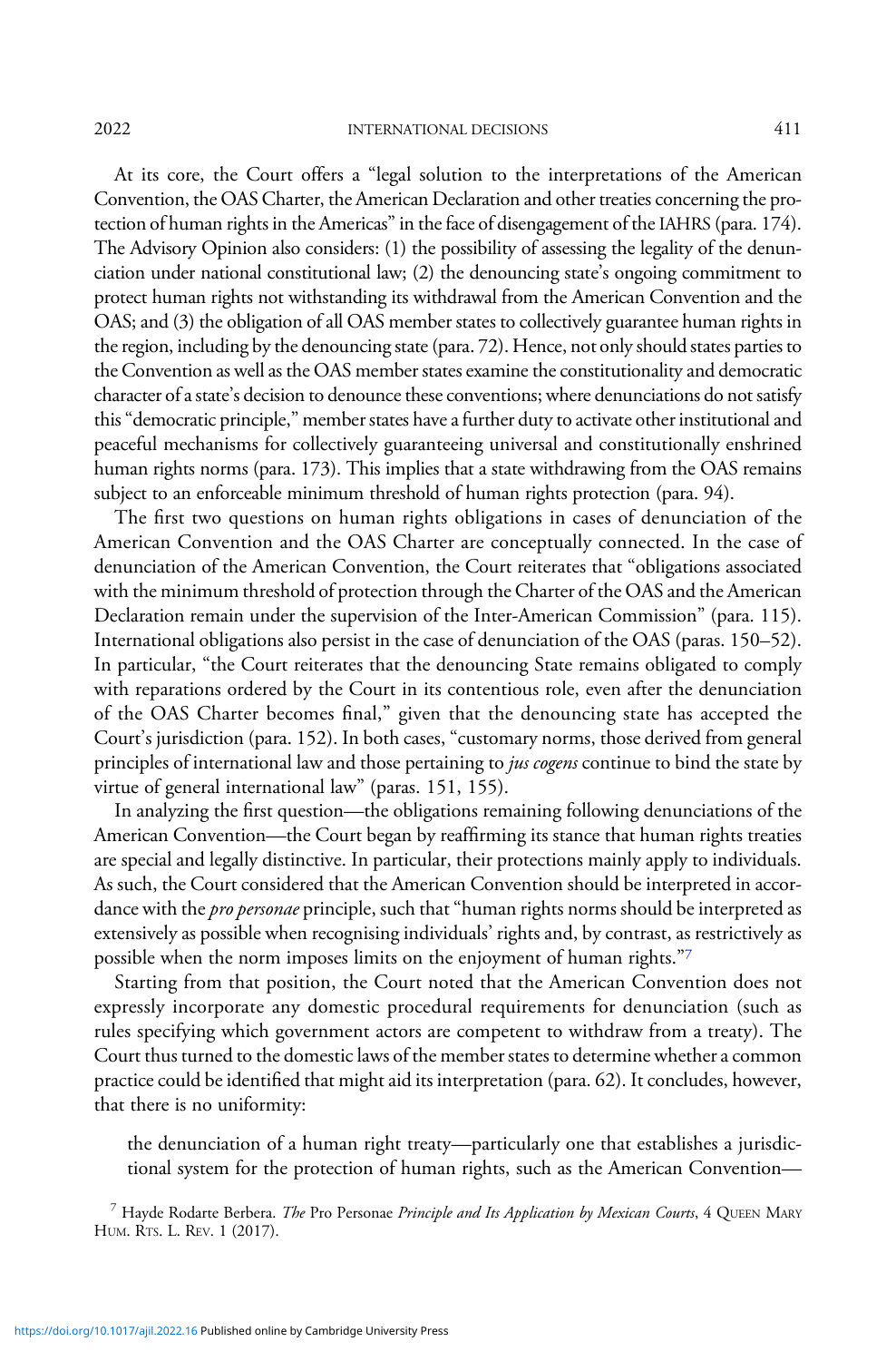At its core, the Court offers a "legal solution to the interpretations of the American Convention, the OAS Charter, the American Declaration and other treaties concerning the protection of human rights in the Americas" in the face of disengagement of the IAHRS (para. 174). The Advisory Opinion also considers: (1) the possibility of assessing the legality of the denunciation under national constitutional law; (2) the denouncing state's ongoing commitment to protect human rights not withstanding its withdrawal from the American Convention and the OAS; and (3) the obligation of all OAS member states to collectively guarantee human rights in the region, including by the denouncing state (para. 72). Hence, not only should states parties to the Convention as well as the OAS member states examine the constitutionality and democratic character of a state's decision to denounce these conventions; where denunciations do not satisfy this "democratic principle," member states have a further duty to activate other institutional and peaceful mechanisms for collectively guaranteeing universal and constitutionally enshrined human rights norms (para. 173). This implies that a state withdrawing from the OAS remains subject to an enforceable minimum threshold of human rights protection (para. 94).

The first two questions on human rights obligations in cases of denunciation of the American Convention and the OAS Charter are conceptually connected. In the case of denunciation of the American Convention, the Court reiterates that "obligations associated with the minimum threshold of protection through the Charter of the OAS and the American Declaration remain under the supervision of the Inter-American Commission" (para. 115). International obligations also persist in the case of denunciation of the OAS (paras. 150–52). In particular, "the Court reiterates that the denouncing State remains obligated to comply with reparations ordered by the Court in its contentious role, even after the denunciation of the OAS Charter becomes final," given that the denouncing state has accepted the Court's jurisdiction (para. 152). In both cases, "customary norms, those derived from general principles of international law and those pertaining to *jus cogens* continue to bind the state by virtue of general international law" (paras. 151, 155).

In analyzing the first question—the obligations remaining following denunciations of the American Convention—the Court began by reaffirming its stance that human rights treaties are special and legally distinctive. In particular, their protections mainly apply to individuals. As such, the Court considered that the American Convention should be interpreted in accordance with the *pro personae* principle, such that "human rights norms should be interpreted as extensively as possible when recognising individuals' rights and, by contrast, as restrictively as possible when the norm imposes limits on the enjoyment of human rights."[7]

Starting from that position, the Court noted that the American Convention does not expressly incorporate any domestic procedural requirements for denunciation (such as rules specifying which government actors are competent to withdraw from a treaty). The Court thus turned to the domestic laws of the member states to determine whether a common practice could be identified that might aid its interpretation (para. 62). It concludes, however, that there is no uniformity:

> the denunciation of a human right treaty—particularly one that establishes a jurisdictional system for the protection of human rights, such as the American Convention—

[7] Hayde Rodarte Berbera. *The* Pro Personae *Principle and Its Application by Mexican Courts*, 4 QUEEN MARY HUM. RTS. L. REV. 1 (2017).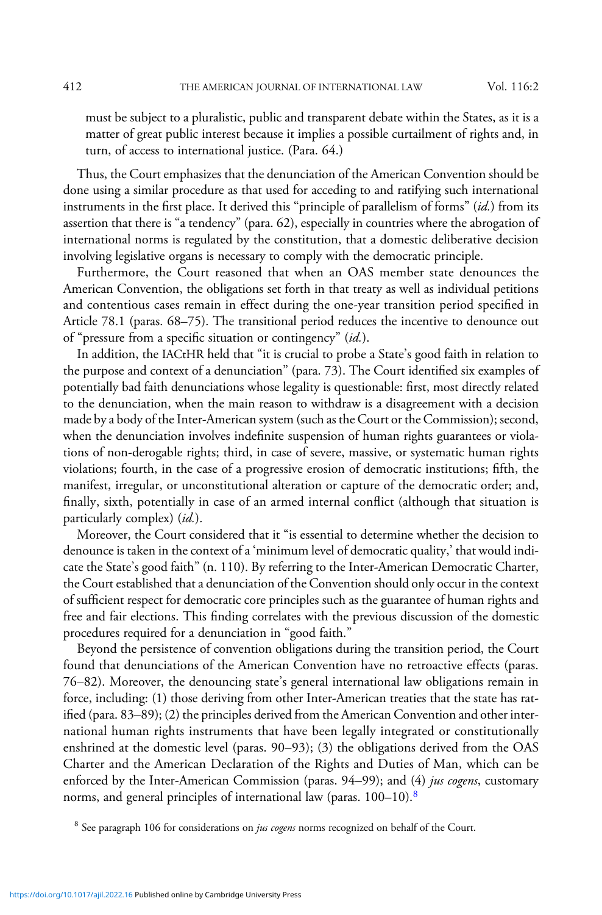must be subject to a pluralistic, public and transparent debate within the States, as it is a matter of great public interest because it implies a possible curtailment of rights and, in turn, of access to international justice. (Para. 64.)

Thus, the Court emphasizes that the denunciation of the American Convention should be done using a similar procedure as that used for acceding to and ratifying such international instruments in the first place. It derived this "principle of parallelism of forms" (*id.*) from its assertion that there is "a tendency" (para. 62), especially in countries where the abrogation of international norms is regulated by the constitution, that a domestic deliberative decision involving legislative organs is necessary to comply with the democratic principle.

Furthermore, the Court reasoned that when an OAS member state denounces the American Convention, the obligations set forth in that treaty as well as individual petitions and contentious cases remain in effect during the one-year transition period specified in Article 78.1 (paras. 68–75). The transitional period reduces the incentive to denounce out of "pressure from a specific situation or contingency" (*id.*).

In addition, the IACtHR held that "it is crucial to probe a State's good faith in relation to the purpose and context of a denunciation" (para. 73). The Court identified six examples of potentially bad faith denunciations whose legality is questionable: first, most directly related to the denunciation, when the main reason to withdraw is a disagreement with a decision made by a body of the Inter-American system (such as the Court or the Commission); second, when the denunciation involves indefinite suspension of human rights guarantees or violations of non-derogable rights; third, in case of severe, massive, or systematic human rights violations; fourth, in the case of a progressive erosion of democratic institutions; fifth, the manifest, irregular, or unconstitutional alteration or capture of the democratic order; and, finally, sixth, potentially in case of an armed internal conflict (although that situation is particularly complex) (*id.*).

Moreover, the Court considered that it "is essential to determine whether the decision to denounce is taken in the context of a 'minimum level of democratic quality,' that would indicate the State's good faith" (n. 110). By referring to the Inter-American Democratic Charter, the Court established that a denunciation of the Convention should only occur in the context of sufficient respect for democratic core principles such as the guarantee of human rights and free and fair elections. This finding correlates with the previous discussion of the domestic procedures required for a denunciation in "good faith."

Beyond the persistence of convention obligations during the transition period, the Court found that denunciations of the American Convention have no retroactive effects (paras. 76–82). Moreover, the denouncing state's general international law obligations remain in force, including: (1) those deriving from other Inter-American treaties that the state has ratified (para. 83–89); (2) the principles derived from the American Convention and other international human rights instruments that have been legally integrated or constitutionally enshrined at the domestic level (paras. 90–93); (3) the obligations derived from the OAS Charter and the American Declaration of the Rights and Duties of Man, which can be enforced by the Inter-American Commission (paras. 94–99); and (4) *jus cogens*, customary norms, and general principles of international law (paras. 100–10).[8]

[8] See paragraph 106 for considerations on *jus cogens* norms recognized on behalf of the Court.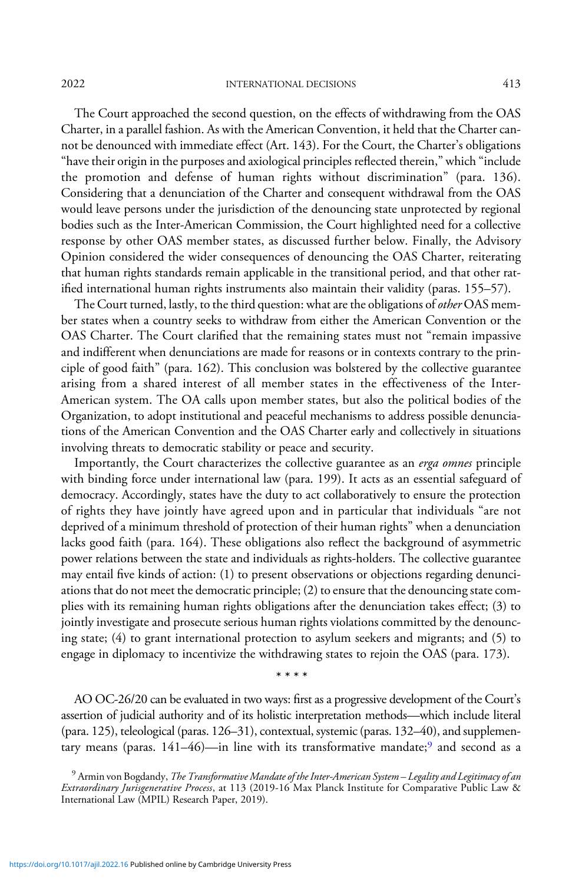The Court approached the second question, on the effects of withdrawing from the OAS Charter, in a parallel fashion. As with the American Convention, it held that the Charter cannot be denounced with immediate effect (Art. 143). For the Court, the Charter's obligations "have their origin in the purposes and axiological principles reflected therein," which "include the promotion and defense of human rights without discrimination" (para. 136). Considering that a denunciation of the Charter and consequent withdrawal from the OAS would leave persons under the jurisdiction of the denouncing state unprotected by regional bodies such as the Inter-American Commission, the Court highlighted need for a collective response by other OAS member states, as discussed further below. Finally, the Advisory Opinion considered the wider consequences of denouncing the OAS Charter, reiterating that human rights standards remain applicable in the transitional period, and that other ratified international human rights instruments also maintain their validity (paras. 155–57).

The Court turned, lastly, to the third question: what are the obligations of *other* OAS member states when a country seeks to withdraw from either the American Convention or the OAS Charter. The Court clarified that the remaining states must not "remain impassive and indifferent when denunciations are made for reasons or in contexts contrary to the principle of good faith" (para. 162). This conclusion was bolstered by the collective guarantee arising from a shared interest of all member states in the effectiveness of the Inter-American system. The OA calls upon member states, but also the political bodies of the Organization, to adopt institutional and peaceful mechanisms to address possible denunciations of the American Convention and the OAS Charter early and collectively in situations involving threats to democratic stability or peace and security.

Importantly, the Court characterizes the collective guarantee as an *erga omnes* principle with binding force under international law (para. 199). It acts as an essential safeguard of democracy. Accordingly, states have the duty to act collaboratively to ensure the protection of rights they have jointly have agreed upon and in particular that individuals "are not deprived of a minimum threshold of protection of their human rights" when a denunciation lacks good faith (para. 164). These obligations also reflect the background of asymmetric power relations between the state and individuals as rights-holders. The collective guarantee may entail five kinds of action: (1) to present observations or objections regarding denunciations that do not meet the democratic principle; (2) to ensure that the denouncing state complies with its remaining human rights obligations after the denunciation takes effect; (3) to jointly investigate and prosecute serious human rights violations committed by the denouncing state; (4) to grant international protection to asylum seekers and migrants; and (5) to engage in diplomacy to incentivize the withdrawing states to rejoin the OAS (para. 173).

\* \* \* \*

AO OC-26/20 can be evaluated in two ways: first as a progressive development of the Court's assertion of judicial authority and of its holistic interpretation methods—which include literal (para. 125), teleological (paras. 126–31), contextual, systemic (paras. 132–40), and supplementary means (paras. 141–46)—in line with its transformative mandate;[9] and second as a

[9] Armin von Bogdandy, *The Transformative Mandate of the Inter-American System – Legality and Legitimacy of an Extraordinary Jurisgenerative Process*, at 113 (2019-16 Max Planck Institute for Comparative Public Law & International Law (MPIL) Research Paper, 2019).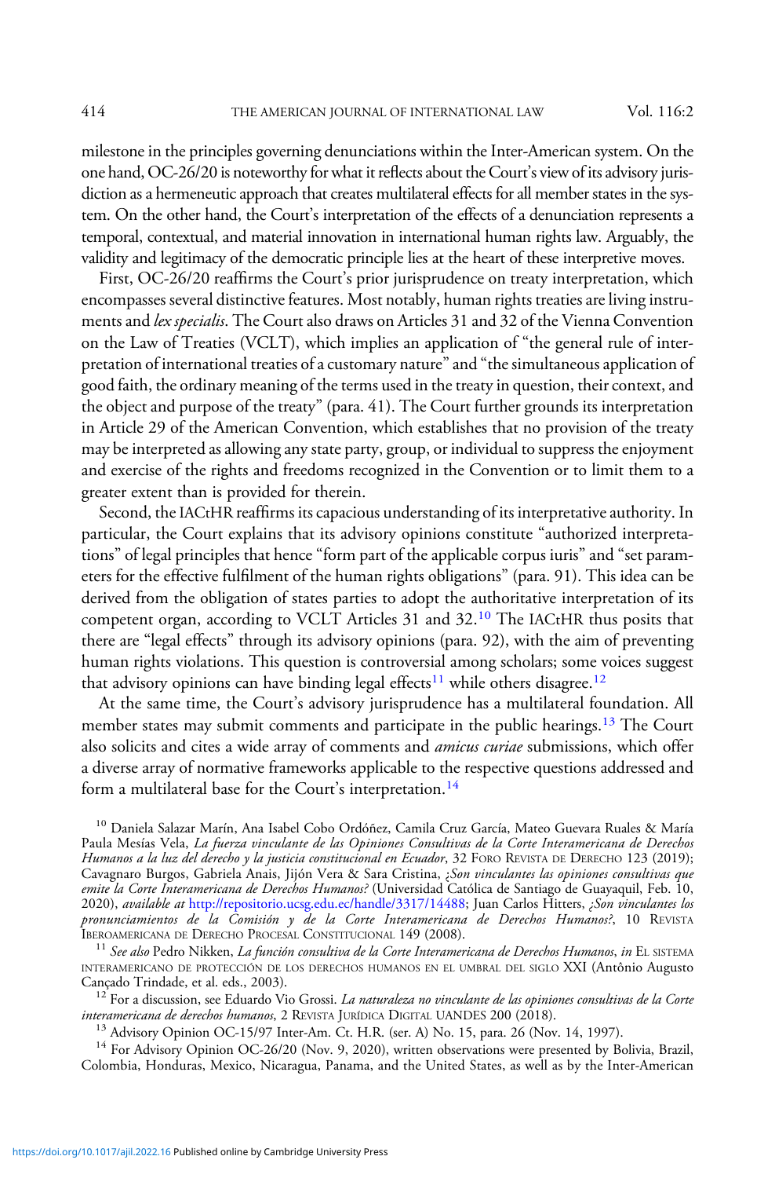milestone in the principles governing denunciations within the Inter-American system. On the one hand, OC-26/20 is noteworthy for what it reflects about the Court's view of its advisory jurisdiction as a hermeneutic approach that creates multilateral effects for all member states in the system. On the other hand, the Court's interpretation of the effects of a denunciation represents a temporal, contextual, and material innovation in international human rights law. Arguably, the validity and legitimacy of the democratic principle lies at the heart of these interpretive moves.

First, OC-26/20 reaffirms the Court's prior jurisprudence on treaty interpretation, which encompasses several distinctive features. Most notably, human rights treaties are living instruments and *lex specialis*. The Court also draws on Articles 31 and 32 of the Vienna Convention on the Law of Treaties (VCLT), which implies an application of "the general rule of interpretation of international treaties of a customary nature" and "the simultaneous application of good faith, the ordinary meaning of the terms used in the treaty in question, their context, and the object and purpose of the treaty" (para. 41). The Court further grounds its interpretation in Article 29 of the American Convention, which establishes that no provision of the treaty may be interpreted as allowing any state party, group, or individual to suppress the enjoyment and exercise of the rights and freedoms recognized in the Convention or to limit them to a greater extent than is provided for therein.

Second, the IACtHR reaffirms its capacious understanding of its interpretative authority. In particular, the Court explains that its advisory opinions constitute "authorized interpretations" of legal principles that hence "form part of the applicable corpus iuris" and "set parameters for the effective fulfilment of the human rights obligations" (para. 91). This idea can be derived from the obligation of states parties to adopt the authoritative interpretation of its competent organ, according to VCLT Articles 31 and 32.[10] The IACtHR thus posits that there are "legal effects" through its advisory opinions (para. 92), with the aim of preventing human rights violations. This question is controversial among scholars; some voices suggest that advisory opinions can have binding legal effects[11] while others disagree.[12]

At the same time, the Court's advisory jurisprudence has a multilateral foundation. All member states may submit comments and participate in the public hearings.[13] The Court also solicits and cites a wide array of comments and *amicus curiae* submissions, which offer a diverse array of normative frameworks applicable to the respective questions addressed and form a multilateral base for the Court's interpretation.[14]

---

[10] Daniela Salazar Marín, Ana Isabel Cobo Ordóñez, Camila Cruz García, Mateo Guevara Ruales & María Paula Mesías Vela, *La fuerza vinculante de las Opiniones Consultivas de la Corte Interamericana de Derechos Humanos a la luz del derecho y la justicia constitucional en Ecuador*, 32 Foro Revista de Derecho 123 (2019); Cavagnaro Burgos, Gabriela Anais, Jijón Vera & Sara Cristina, *¿Son vinculantes las opiniones consultivas que emite la Corte Interamericana de Derechos Humanos?* (Universidad Católica de Santiago de Guayaquil, Feb. 10, 2020), *available at* http://repositorio.ucsg.edu.ec/handle/3317/14488; Juan Carlos Hitters, *¿Son vinculantes los pronunciamientos de la Comisión y de la Corte Interamericana de Derechos Humanos?*, 10 Revista Iberoamericana de Derecho Procesal Constitucional 149 (2008).

[11] *See also* Pedro Nikken, *La función consultiva de la Corte Interamericana de Derechos Humanos*, *in* El sistema interamericano de protección de los derechos humanos en el umbral del siglo XXI (Antônio Augusto Cançado Trindade, et al. eds., 2003).

[12] For a discussion, see Eduardo Vio Grossi. *La naturaleza no vinculante de las opiniones consultivas de la Corte interamericana de derechos humanos*, 2 Revista Jurídica Digital UANDES 200 (2018).

[13] Advisory Opinion OC-15/97 Inter-Am. Ct. H.R. (ser. A) No. 15, para. 26 (Nov. 14, 1997).

[14] For Advisory Opinion OC-26/20 (Nov. 9, 2020), written observations were presented by Bolivia, Brazil, Colombia, Honduras, Mexico, Nicaragua, Panama, and the United States, as well as by the Inter-American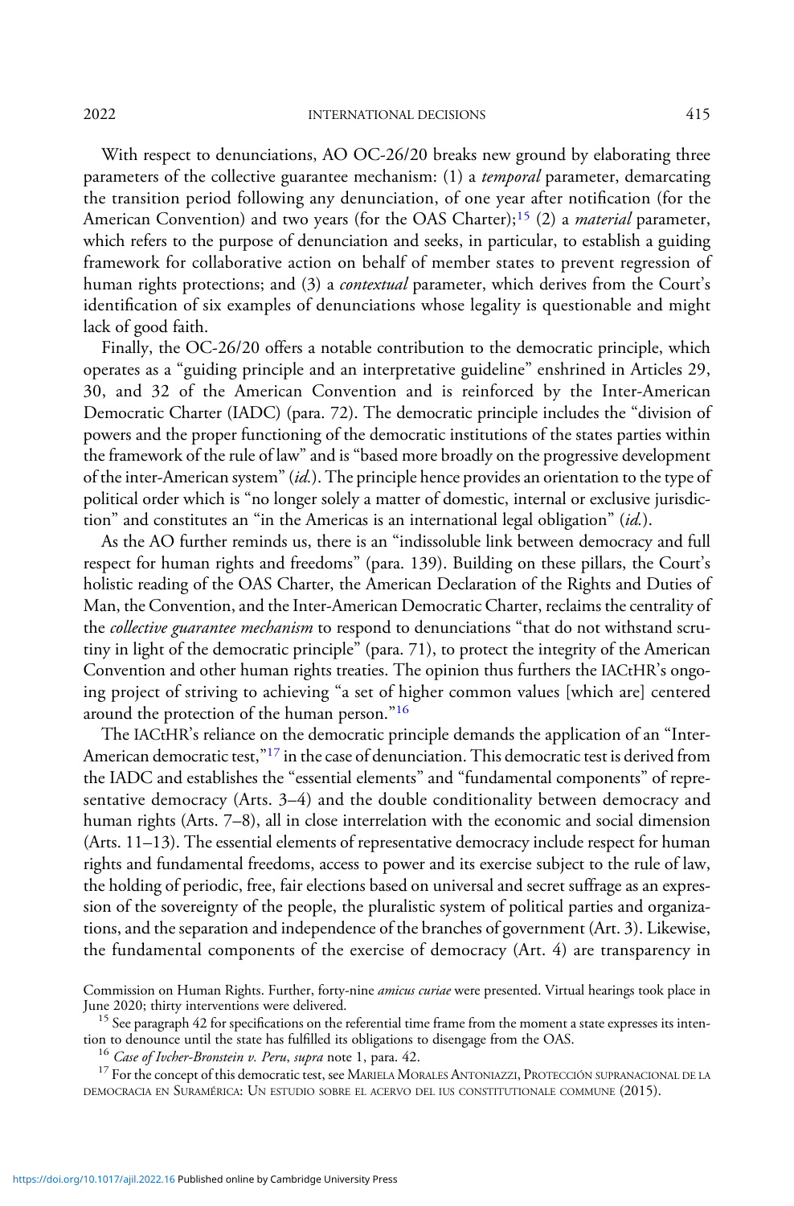With respect to denunciations, AO OC-26/20 breaks new ground by elaborating three parameters of the collective guarantee mechanism: (1) a *temporal* parameter, demarcating the transition period following any denunciation, of one year after notification (for the American Convention) and two years (for the OAS Charter);[15] (2) a *material* parameter, which refers to the purpose of denunciation and seeks, in particular, to establish a guiding framework for collaborative action on behalf of member states to prevent regression of human rights protections; and (3) a *contextual* parameter, which derives from the Court's identification of six examples of denunciations whose legality is questionable and might lack of good faith.

Finally, the OC-26/20 offers a notable contribution to the democratic principle, which operates as a "guiding principle and an interpretative guideline" enshrined in Articles 29, 30, and 32 of the American Convention and is reinforced by the Inter-American Democratic Charter (IADC) (para. 72). The democratic principle includes the "division of powers and the proper functioning of the democratic institutions of the states parties within the framework of the rule of law" and is "based more broadly on the progressive development of the inter-American system" (*id.*). The principle hence provides an orientation to the type of political order which is "no longer solely a matter of domestic, internal or exclusive jurisdiction" and constitutes an "in the Americas is an international legal obligation" (*id.*).

As the AO further reminds us, there is an "indissoluble link between democracy and full respect for human rights and freedoms" (para. 139). Building on these pillars, the Court's holistic reading of the OAS Charter, the American Declaration of the Rights and Duties of Man, the Convention, and the Inter-American Democratic Charter, reclaims the centrality of the *collective guarantee mechanism* to respond to denunciations "that do not withstand scrutiny in light of the democratic principle" (para. 71), to protect the integrity of the American Convention and other human rights treaties. The opinion thus furthers the IACtHR's ongoing project of striving to achieving "a set of higher common values [which are] centered around the protection of the human person."[16]

The IACtHR's reliance on the democratic principle demands the application of an "Inter-American democratic test,"[17] in the case of denunciation. This democratic test is derived from the IADC and establishes the "essential elements" and "fundamental components" of representative democracy (Arts. 3–4) and the double conditionality between democracy and human rights (Arts. 7–8), all in close interrelation with the economic and social dimension (Arts. 11–13). The essential elements of representative democracy include respect for human rights and fundamental freedoms, access to power and its exercise subject to the rule of law, the holding of periodic, free, fair elections based on universal and secret suffrage as an expression of the sovereignty of the people, the pluralistic system of political parties and organizations, and the separation and independence of the branches of government (Art. 3). Likewise, the fundamental components of the exercise of democracy (Art. 4) are transparency in

Commission on Human Rights. Further, forty-nine *amicus curiae* were presented. Virtual hearings took place in June 2020; thirty interventions were delivered.

[15] See paragraph 42 for specifications on the referential time frame from the moment a state expresses its intention to denounce until the state has fulfilled its obligations to disengage from the OAS.

[16] *Case of Ivcher-Bronstein v. Peru*, *supra* note 1, para. 42.

[17] For the concept of this democratic test, see MARIELA MORALES ANTONIAZZI, PROTECCIÓN SUPRANACIONAL DE LA DEMOCRACIA EN SURAMÉRICA: UN ESTUDIO SOBRE EL ACERVO DEL IUS CONSTITUTIONALE COMMUNE (2015).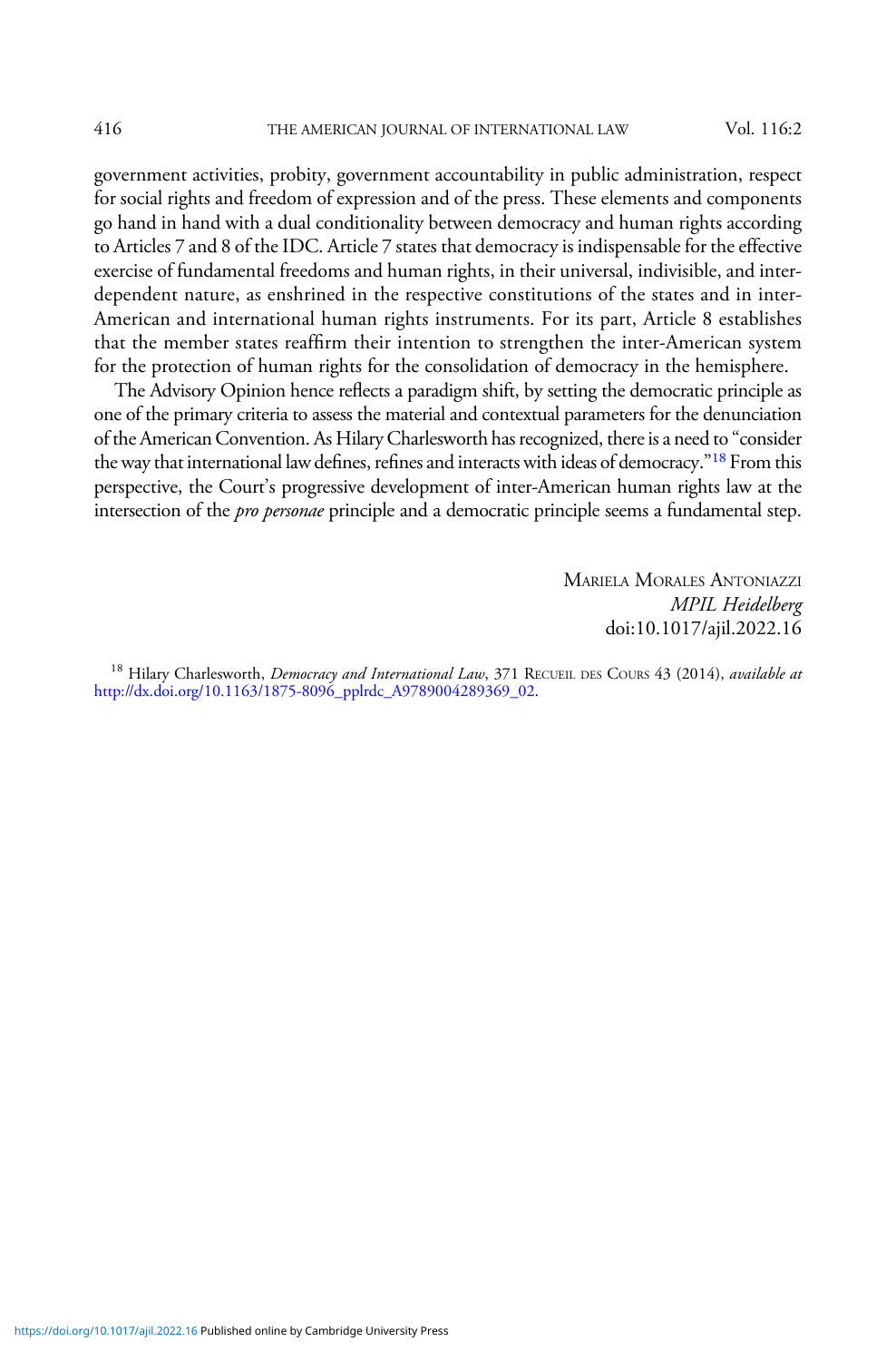government activities, probity, government accountability in public administration, respect for social rights and freedom of expression and of the press. These elements and components go hand in hand with a dual conditionality between democracy and human rights according to Articles 7 and 8 of the IDC. Article 7 states that democracy is indispensable for the effective exercise of fundamental freedoms and human rights, in their universal, indivisible, and interdependent nature, as enshrined in the respective constitutions of the states and in inter-American and international human rights instruments. For its part, Article 8 establishes that the member states reaffirm their intention to strengthen the inter-American system for the protection of human rights for the consolidation of democracy in the hemisphere.

The Advisory Opinion hence reflects a paradigm shift, by setting the democratic principle as one of the primary criteria to assess the material and contextual parameters for the denunciation of the American Convention. As Hilary Charlesworth has recognized, there is a need to "consider the way that international law defines, refines and interacts with ideas of democracy."[18] From this perspective, the Court's progressive development of inter-American human rights law at the intersection of the *pro personae* principle and a democratic principle seems a fundamental step.

MARIELA MORALES ANTONIAZZI
*MPIL Heidelberg*
doi:10.1017/ajil.2022.16

[18] Hilary Charlesworth, *Democracy and International Law*, 371 RECUEIL DES COURS 43 (2014), *available at* http://dx.doi.org/10.1163/1875-8096_pplrdc_A9789004289369_02.